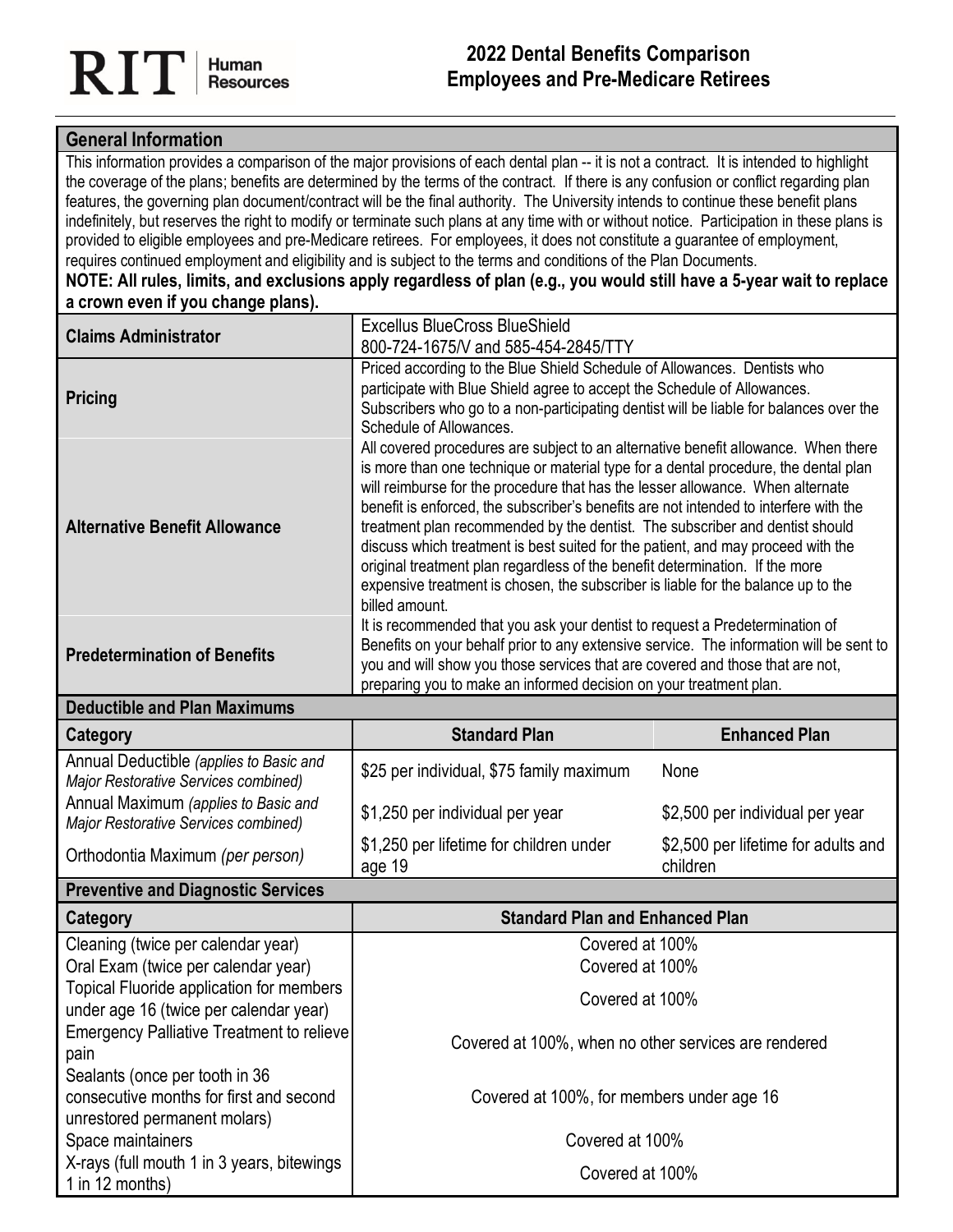# RIT | Human Resources

## 2022 Dental Benefits Comparison
## Employees and Pre-Medicare Retirees

| General Information | |
|---|---|
| This information provides a comparison of the major provisions of each dental plan -- it is not a contract. It is intended to highlight the coverage of the plans; benefits are determined by the terms of the contract. If there is any confusion or conflict regarding plan features, the governing plan document/contract will be the final authority. The University intends to continue these benefit plans indefinitely, but reserves the right to modify or terminate such plans at any time with or without notice. Participation in these plans is provided to eligible employees and pre-Medicare retirees. For employees, it does not constitute a guarantee of employment, requires continued employment and eligibility and is subject to the terms and conditions of the Plan Documents. **NOTE: All rules, limits, and exclusions apply regardless of plan (e.g., you would still have a 5-year wait to replace a crown even if you change plans).** | |
| **Claims Administrator** | Excellus BlueCross BlueShield<br>800-724-1675/V and 585-454-2845/TTY |
| **Pricing** | Priced according to the Blue Shield Schedule of Allowances. Dentists who participate with Blue Shield agree to accept the Schedule of Allowances. Subscribers who go to a non-participating dentist will be liable for balances over the Schedule of Allowances. |
| **Alternative Benefit Allowance** | All covered procedures are subject to an alternative benefit allowance. When there is more than one technique or material type for a dental procedure, the dental plan will reimburse for the procedure that has the lesser allowance. When alternate benefit is enforced, the subscriber's benefits are not intended to interfere with the treatment plan recommended by the dentist. The subscriber and dentist should discuss which treatment is best suited for the patient, and may proceed with the original treatment plan regardless of the benefit determination. If the more expensive treatment is chosen, the subscriber is liable for the balance up to the billed amount. |
| **Predetermination of Benefits** | It is recommended that you ask your dentist to request a Predetermination of Benefits on your behalf prior to any extensive service. The information will be sent to you and will show you those services that are covered and those that are not, preparing you to make an informed decision on your treatment plan. |

### Deductible and Plan Maximums

| Category | Standard Plan | Enhanced Plan |
|---|---|---|
| Annual Deductible *(applies to Basic and Major Restorative Services combined)* | $25 per individual, $75 family maximum | None |
| Annual Maximum *(applies to Basic and Major Restorative Services combined)* | $1,250 per individual per year | $2,500 per individual per year |
| Orthodontia Maximum *(per person)* | $1,250 per lifetime for children under age 19 | $2,500 per lifetime for adults and children |

### Preventive and Diagnostic Services

| Category | Standard Plan and Enhanced Plan |
|---|---|
| Cleaning (twice per calendar year) | Covered at 100% |
| Oral Exam (twice per calendar year) | Covered at 100% |
| Topical Fluoride application for members under age 16 (twice per calendar year) | Covered at 100% |
| Emergency Palliative Treatment to relieve pain | Covered at 100%, when no other services are rendered |
| Sealants (once per tooth in 36 consecutive months for first and second unrestored permanent molars) | Covered at 100%, for members under age 16 |
| Space maintainers | Covered at 100% |
| X-rays (full mouth 1 in 3 years, bitewings 1 in 12 months) | Covered at 100% |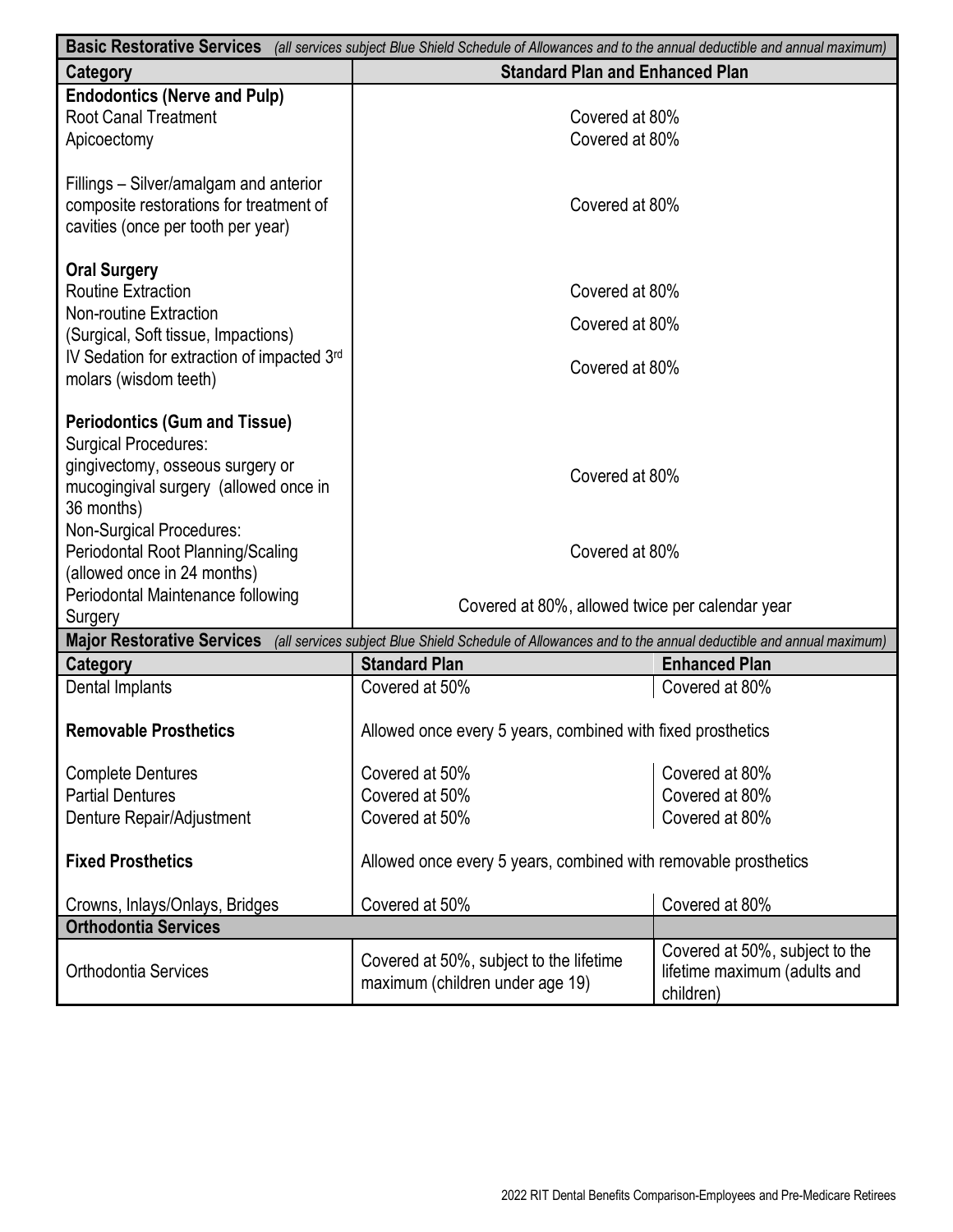| **Basic Restorative Services** *(all services subject Blue Shield Schedule of Allowances and to the annual deductible and annual maximum)* | | |
|---|---|---|
| **Category** | **Standard Plan and Enhanced Plan** | |
| **Endodontics (Nerve and Pulp)** | | |
| Root Canal Treatment | Covered at 80% | |
| Apicoectomy | Covered at 80% | |
| Fillings – Silver/amalgam and anterior composite restorations for treatment of cavities (once per tooth per year) | Covered at 80% | |
| **Oral Surgery** | | |
| Routine Extraction | Covered at 80% | |
| Non-routine Extraction (Surgical, Soft tissue, Impactions) | Covered at 80% | |
| IV Sedation for extraction of impacted 3rd molars (wisdom teeth) | Covered at 80% | |
| **Periodontics (Gum and Tissue)** | | |
| Surgical Procedures: gingivectomy, osseous surgery or mucogingival surgery (allowed once in 36 months) | Covered at 80% | |
| Non-Surgical Procedures: Periodontal Root Planning/Scaling (allowed once in 24 months) | Covered at 80% | |
| Periodontal Maintenance following Surgery | Covered at 80%, allowed twice per calendar year | |
| **Major Restorative Services** *(all services subject Blue Shield Schedule of Allowances and to the annual deductible and annual maximum)* | | |
| **Category** | **Standard Plan** | **Enhanced Plan** |
| Dental Implants | Covered at 50% | Covered at 80% |
| **Removable Prosthetics** | Allowed once every 5 years, combined with fixed prosthetics | |
| Complete Dentures | Covered at 50% | Covered at 80% |
| Partial Dentures | Covered at 50% | Covered at 80% |
| Denture Repair/Adjustment | Covered at 50% | Covered at 80% |
| **Fixed Prosthetics** | Allowed once every 5 years, combined with removable prosthetics | |
| Crowns, Inlays/Onlays, Bridges | Covered at 50% | Covered at 80% |
| **Orthodontia Services** | | |
| Orthodontia Services | Covered at 50%, subject to the lifetime maximum (children under age 19) | Covered at 50%, subject to the lifetime maximum (adults and children) |